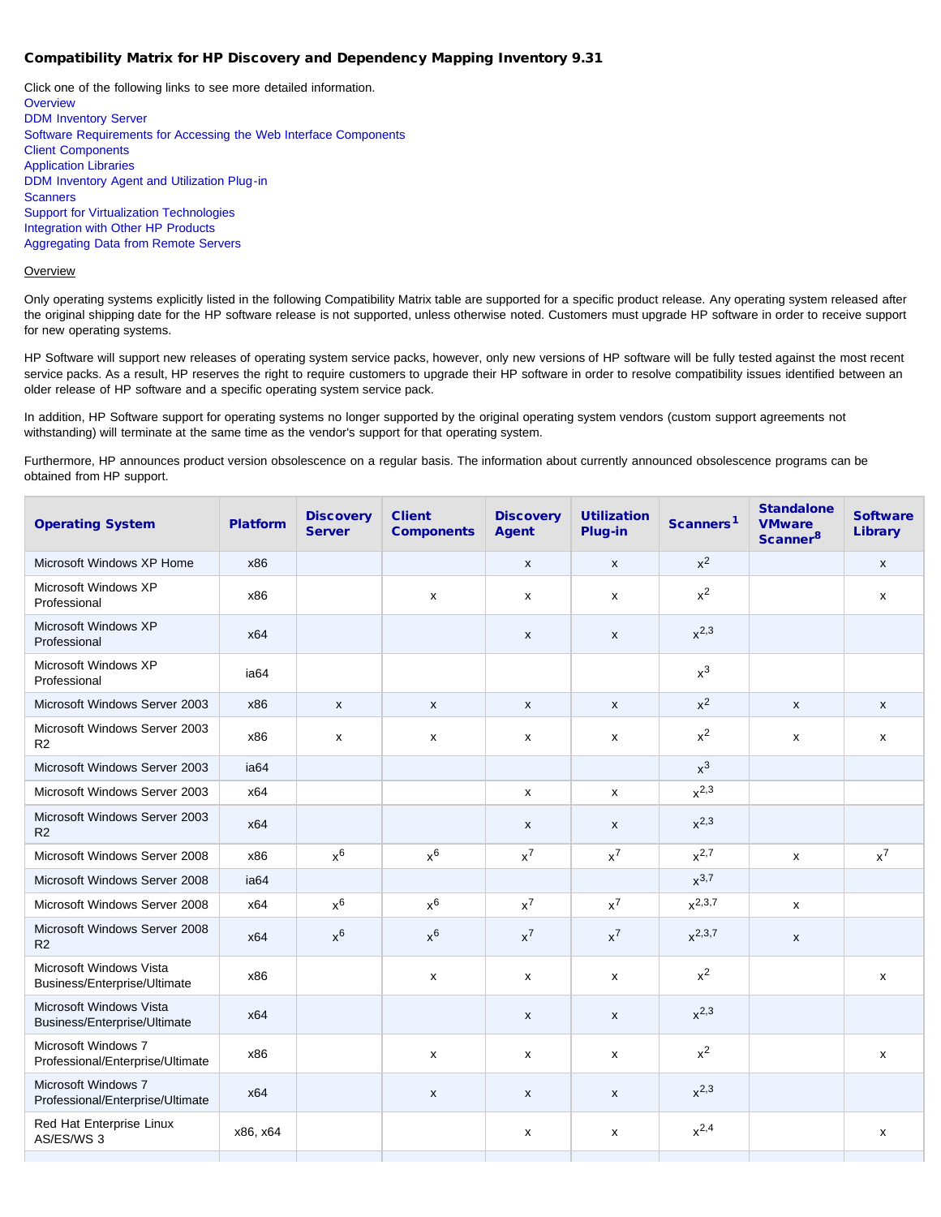## Compatibility Matrix for HP Discovery and Dependency Mapping Inventory 9.31

Click one of the following links to see more detailed information.

Overview
DDM Inventory Server
Software Requirements for Accessing the Web Interface Components
Client Components
Application Libraries
DDM Inventory Agent and Utilization Plug-in
Scanners
Support for Virtualization Technologies
Integration with Other HP Products
Aggregating Data from Remote Servers

### Overview

Only operating systems explicitly listed in the following Compatibility Matrix table are supported for a specific product release. Any operating system released after the original shipping date for the HP software release is not supported, unless otherwise noted. Customers must upgrade HP software in order to receive support for new operating systems.

HP Software will support new releases of operating system service packs, however, only new versions of HP software will be fully tested against the most recent service packs. As a result, HP reserves the right to require customers to upgrade their HP software in order to resolve compatibility issues identified between an older release of HP software and a specific operating system service pack.

In addition, HP Software support for operating systems no longer supported by the original operating system vendors (custom support agreements not withstanding) will terminate at the same time as the vendor's support for that operating system.

Furthermore, HP announces product version obsolescence on a regular basis. The information about currently announced obsolescence programs can be obtained from HP support.

| Operating System | Platform | Discovery Server | Client Components | Discovery Agent | Utilization Plug-in | Scanners[1] | Standalone VMware Scanner[8] | Software Library |
|---|---|---|---|---|---|---|---|---|
| Microsoft Windows XP Home | x86 | | | x | x | x[2] | | x |
| Microsoft Windows XP Professional | x86 | | x | x | x | x[2] | | x |
| Microsoft Windows XP Professional | x64 | | | x | x | x[2,3] | | |
| Microsoft Windows XP Professional | ia64 | | | | | x[3] | | |
| Microsoft Windows Server 2003 | x86 | x | x | x | x | x[2] | x | x |
| Microsoft Windows Server 2003 R2 | x86 | x | x | x | x | x[2] | x | x |
| Microsoft Windows Server 2003 | ia64 | | | | | x[3] | | |
| Microsoft Windows Server 2003 | x64 | | | x | x | x[2,3] | | |
| Microsoft Windows Server 2003 R2 | x64 | | | x | x | x[2,3] | | |
| Microsoft Windows Server 2008 | x86 | x[6] | x[6] | x[7] | x[7] | x[2,7] | x | x[7] |
| Microsoft Windows Server 2008 | ia64 | | | | | x[3,7] | | |
| Microsoft Windows Server 2008 | x64 | x[6] | x[6] | x[7] | x[7] | x[2,3,7] | x | |
| Microsoft Windows Server 2008 R2 | x64 | x[6] | x[6] | x[7] | x[7] | x[2,3,7] | x | |
| Microsoft Windows Vista Business/Enterprise/Ultimate | x86 | | x | x | x | x[2] | | x |
| Microsoft Windows Vista Business/Enterprise/Ultimate | x64 | | | x | x | x[2,3] | | |
| Microsoft Windows 7 Professional/Enterprise/Ultimate | x86 | | x | x | x | x[2] | | x |
| Microsoft Windows 7 Professional/Enterprise/Ultimate | x64 | | x | x | x | x[2,3] | | |
| Red Hat Enterprise Linux AS/ES/WS 3 | x86, x64 | | | x | x | x[2,4] | | x |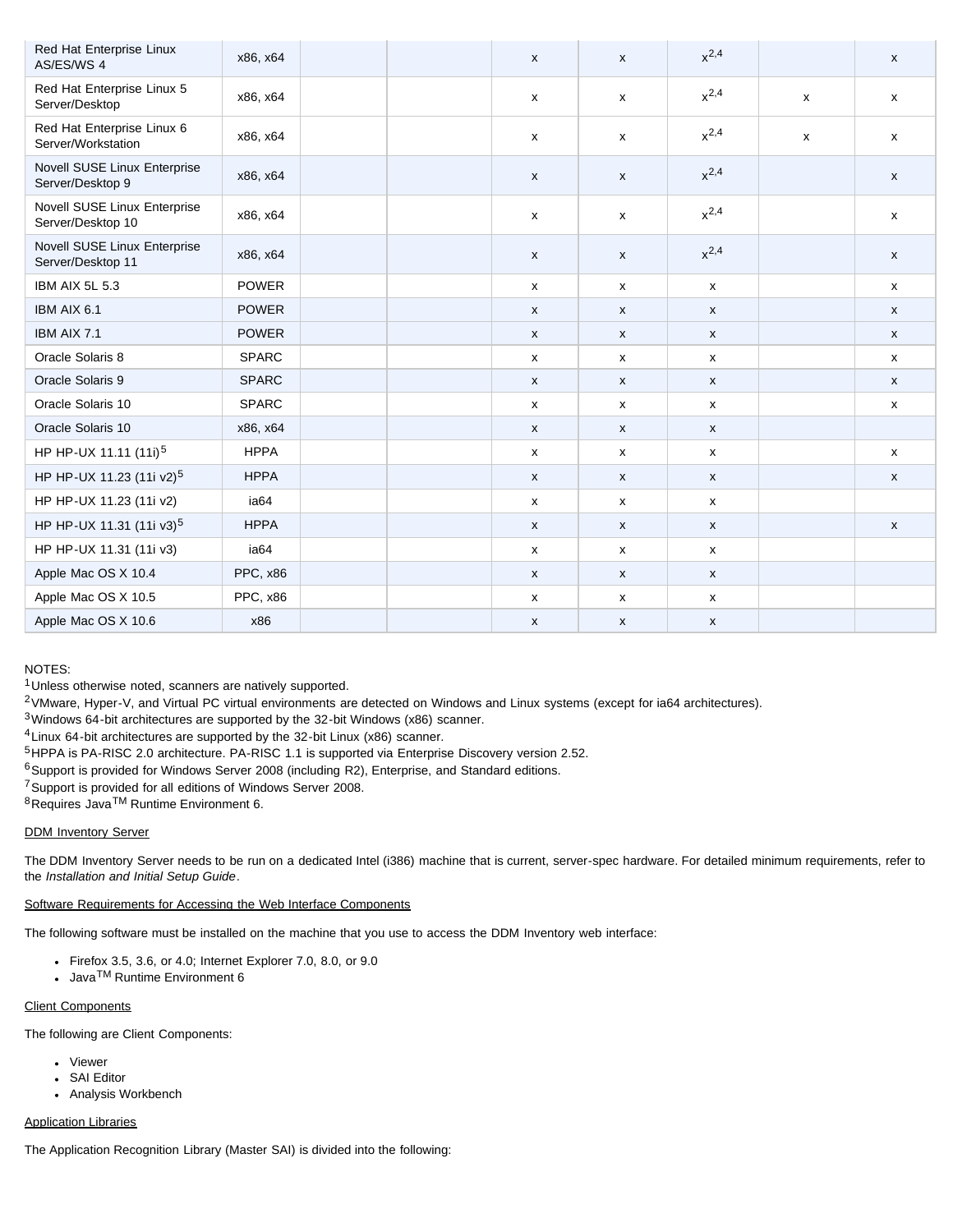| | | | | | | | | |
|---|---|---|---|---|---|---|---|---|
| Red Hat Enterprise Linux AS/ES/WS 4 | x86, x64 | | | x | x | x[2,4] | | x |
| Red Hat Enterprise Linux 5 Server/Desktop | x86, x64 | | | x | x | x[2,4] | x | x |
| Red Hat Enterprise Linux 6 Server/Workstation | x86, x64 | | | x | x | x[2,4] | x | x |
| Novell SUSE Linux Enterprise Server/Desktop 9 | x86, x64 | | | x | x | x[2,4] | | x |
| Novell SUSE Linux Enterprise Server/Desktop 10 | x86, x64 | | | x | x | x[2,4] | | x |
| Novell SUSE Linux Enterprise Server/Desktop 11 | x86, x64 | | | x | x | x[2,4] | | x |
| IBM AIX 5L 5.3 | POWER | | | x | x | x | | x |
| IBM AIX 6.1 | POWER | | | x | x | x | | x |
| IBM AIX 7.1 | POWER | | | x | x | x | | x |
| Oracle Solaris 8 | SPARC | | | x | x | x | | x |
| Oracle Solaris 9 | SPARC | | | x | x | x | | x |
| Oracle Solaris 10 | SPARC | | | x | x | x | | x |
| Oracle Solaris 10 | x86, x64 | | | x | x | x | | |
| HP HP-UX 11.11 (11i)[5] | HPPA | | | x | x | x | | x |
| HP HP-UX 11.23 (11i v2)[5] | HPPA | | | x | x | x | | x |
| HP HP-UX 11.23 (11i v2) | ia64 | | | x | x | x | | |
| HP HP-UX 11.31 (11i v3)[5] | HPPA | | | x | x | x | | x |
| HP HP-UX 11.31 (11i v3) | ia64 | | | x | x | x | | |
| Apple Mac OS X 10.4 | PPC, x86 | | | x | x | x | | |
| Apple Mac OS X 10.5 | PPC, x86 | | | x | x | x | | |
| Apple Mac OS X 10.6 | x86 | | | x | x | x | | |

NOTES:

[1] Unless otherwise noted, scanners are natively supported.
[2] VMware, Hyper-V, and Virtual PC virtual environments are detected on Windows and Linux systems (except for ia64 architectures).
[3] Windows 64-bit architectures are supported by the 32-bit Windows (x86) scanner.
[4] Linux 64-bit architectures are supported by the 32-bit Linux (x86) scanner.
[5] HPPA is PA-RISC 2.0 architecture. PA-RISC 1.1 is supported via Enterprise Discovery version 2.52.
[6] Support is provided for Windows Server 2008 (including R2), Enterprise, and Standard editions.
[7] Support is provided for all editions of Windows Server 2008.
[8] Requires Java™ Runtime Environment 6.

DDM Inventory Server

The DDM Inventory Server needs to be run on a dedicated Intel (i386) machine that is current, server-spec hardware. For detailed minimum requirements, refer to the *Installation and Initial Setup Guide*.

Software Requirements for Accessing the Web Interface Components

The following software must be installed on the machine that you use to access the DDM Inventory web interface:

- Firefox 3.5, 3.6, or 4.0; Internet Explorer 7.0, 8.0, or 9.0
- Java™ Runtime Environment 6

Client Components

The following are Client Components:

- Viewer
- SAI Editor
- Analysis Workbench

Application Libraries

The Application Recognition Library (Master SAI) is divided into the following: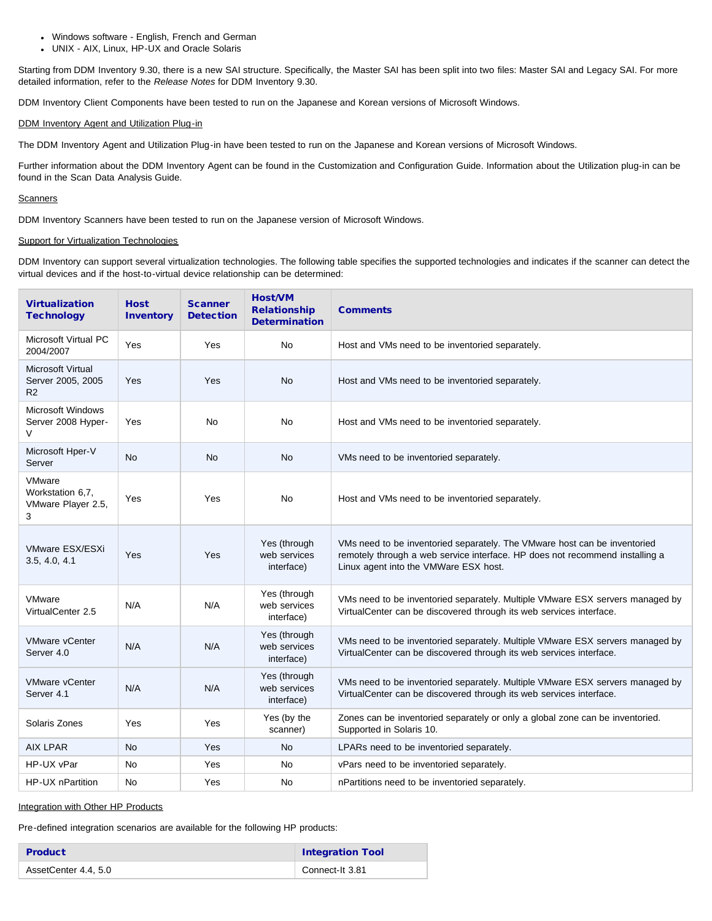- Windows software - English, French and German
- UNIX - AIX, Linux, HP-UX and Oracle Solaris

Starting from DDM Inventory 9.30, there is a new SAI structure. Specifically, the Master SAI has been split into two files: Master SAI and Legacy SAI. For more detailed information, refer to the *Release Notes* for DDM Inventory 9.30.

DDM Inventory Client Components have been tested to run on the Japanese and Korean versions of Microsoft Windows.

DDM Inventory Agent and Utilization Plug-in

The DDM Inventory Agent and Utilization Plug-in have been tested to run on the Japanese and Korean versions of Microsoft Windows.

Further information about the DDM Inventory Agent can be found in the Customization and Configuration Guide. Information about the Utilization plug-in can be found in the Scan Data Analysis Guide.

Scanners

DDM Inventory Scanners have been tested to run on the Japanese version of Microsoft Windows.

Support for Virtualization Technologies

DDM Inventory can support several virtualization technologies. The following table specifies the supported technologies and indicates if the scanner can detect the virtual devices and if the host-to-virtual device relationship can be determined:

| Virtualization Technology | Host Inventory | Scanner Detection | Host/VM Relationship Determination | Comments |
|---|---|---|---|---|
| Microsoft Virtual PC 2004/2007 | Yes | Yes | No | Host and VMs need to be inventoried separately. |
| Microsoft Virtual Server 2005, 2005 R2 | Yes | Yes | No | Host and VMs need to be inventoried separately. |
| Microsoft Windows Server 2008 Hyper-V | Yes | No | No | Host and VMs need to be inventoried separately. |
| Microsoft Hper-V Server | No | No | No | VMs need to be inventoried separately. |
| VMware Workstation 6,7, VMware Player 2.5, 3 | Yes | Yes | No | Host and VMs need to be inventoried separately. |
| VMware ESX/ESXi 3.5, 4.0, 4.1 | Yes | Yes | Yes (through web services interface) | VMs need to be inventoried separately. The VMware host can be inventoried remotely through a web service interface. HP does not recommend installing a Linux agent into the VMWare ESX host. |
| VMware VirtualCenter 2.5 | N/A | N/A | Yes (through web services interface) | VMs need to be inventoried separately. Multiple VMware ESX servers managed by VirtualCenter can be discovered through its web services interface. |
| VMware vCenter Server 4.0 | N/A | N/A | Yes (through web services interface) | VMs need to be inventoried separately. Multiple VMware ESX servers managed by VirtualCenter can be discovered through its web services interface. |
| VMware vCenter Server 4.1 | N/A | N/A | Yes (through web services interface) | VMs need to be inventoried separately. Multiple VMware ESX servers managed by VirtualCenter can be discovered through its web services interface. |
| Solaris Zones | Yes | Yes | Yes (by the scanner) | Zones can be inventoried separately or only a global zone can be inventoried. Supported in Solaris 10. |
| AIX LPAR | No | Yes | No | LPARs need to be inventoried separately. |
| HP-UX vPar | No | Yes | No | vPars need to be inventoried separately. |
| HP-UX nPartition | No | Yes | No | nPartitions need to be inventoried separately. |

Integration with Other HP Products

Pre-defined integration scenarios are available for the following HP products:

| Product | Integration Tool |
|---|---|
| AssetCenter 4.4, 5.0 | Connect-It 3.81 |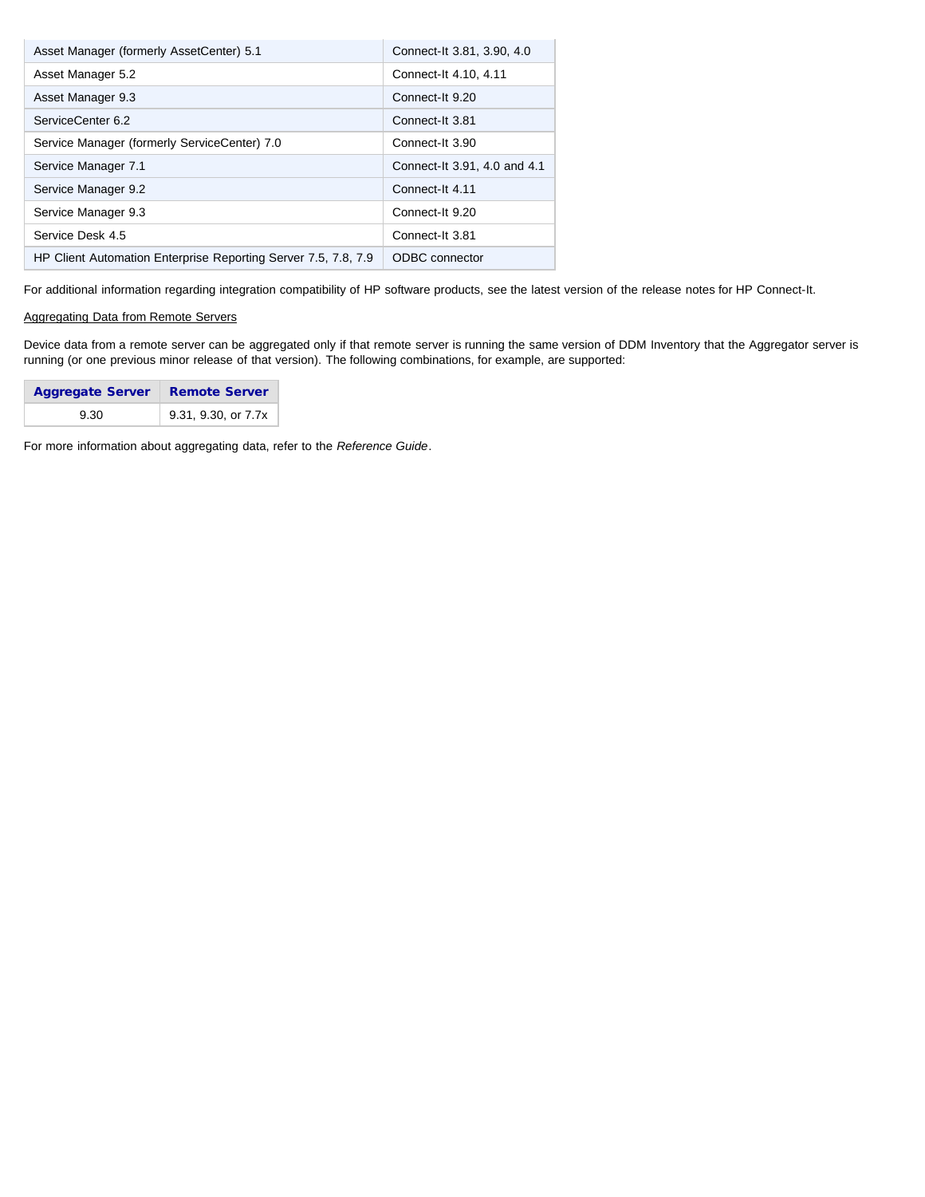| | |
|---|---|
| Asset Manager (formerly AssetCenter) 5.1 | Connect-It 3.81, 3.90, 4.0 |
| Asset Manager 5.2 | Connect-It 4.10, 4.11 |
| Asset Manager 9.3 | Connect-It 9.20 |
| ServiceCenter 6.2 | Connect-It 3.81 |
| Service Manager (formerly ServiceCenter) 7.0 | Connect-It 3.90 |
| Service Manager 7.1 | Connect-It 3.91, 4.0 and 4.1 |
| Service Manager 9.2 | Connect-It 4.11 |
| Service Manager 9.3 | Connect-It 9.20 |
| Service Desk 4.5 | Connect-It 3.81 |
| HP Client Automation Enterprise Reporting Server 7.5, 7.8, 7.9 | ODBC connector |

For additional information regarding integration compatibility of HP software products, see the latest version of the release notes for HP Connect-It.

Aggregating Data from Remote Servers

Device data from a remote server can be aggregated only if that remote server is running the same version of DDM Inventory that the Aggregator server is running (or one previous minor release of that version). The following combinations, for example, are supported:

| Aggregate Server | Remote Server |
|---|---|
| 9.30 | 9.31, 9.30, or 7.7x |

For more information about aggregating data, refer to the *Reference Guide*.